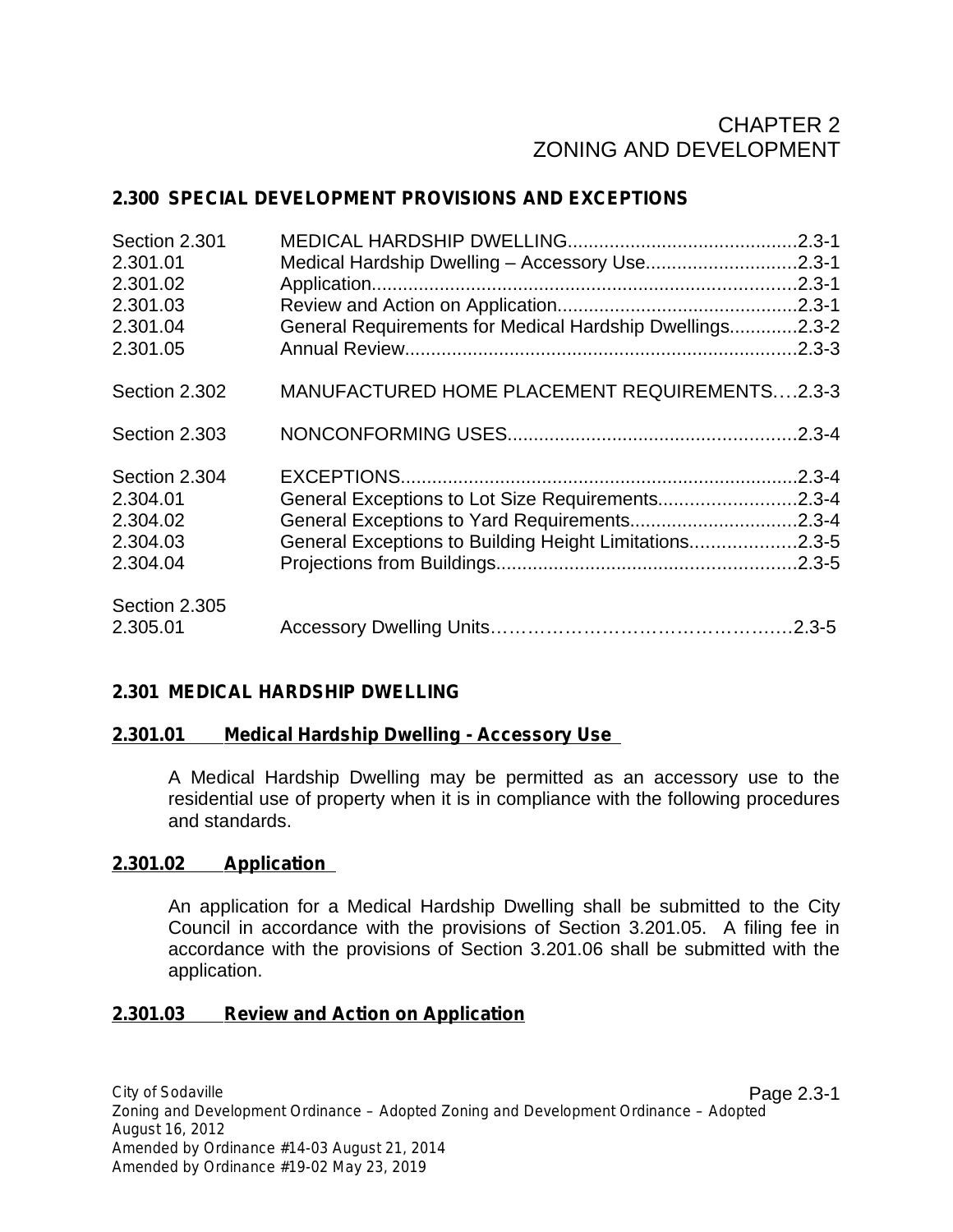# CHAPTER 2
# ZONING AND DEVELOPMENT

## 2.300 SPECIAL DEVELOPMENT PROVISIONS AND EXCEPTIONS

| | | |
|---|---|---|
| Section 2.301 | MEDICAL HARDSHIP DWELLING | 2.3-1 |
| 2.301.01 | Medical Hardship Dwelling – Accessory Use | 2.3-1 |
| 2.301.02 | Application | 2.3-1 |
| 2.301.03 | Review and Action on Application | 2.3-1 |
| 2.301.04 | General Requirements for Medical Hardship Dwellings | 2.3-2 |
| 2.301.05 | Annual Review | 2.3-3 |
| Section 2.302 | MANUFACTURED HOME PLACEMENT REQUIREMENTS | 2.3-3 |
| Section 2.303 | NONCONFORMING USES | 2.3-4 |
| Section 2.304 | EXCEPTIONS | 2.3-4 |
| 2.304.01 | General Exceptions to Lot Size Requirements | 2.3-4 |
| 2.304.02 | General Exceptions to Yard Requirements | 2.3-4 |
| 2.304.03 | General Exceptions to Building Height Limitations | 2.3-5 |
| 2.304.04 | Projections from Buildings | 2.3-5 |
| Section 2.305 | | |
| 2.305.01 | Accessory Dwelling Units | 2.3-5 |

## 2.301 MEDICAL HARDSHIP DWELLING

### 2.301.01 Medical Hardship Dwelling - Accessory Use

A Medical Hardship Dwelling may be permitted as an accessory use to the residential use of property when it is in compliance with the following procedures and standards.

### 2.301.02 Application

An application for a Medical Hardship Dwelling shall be submitted to the City Council in accordance with the provisions of Section 3.201.05. A filing fee in accordance with the provisions of Section 3.201.06 shall be submitted with the application.

### 2.301.03 Review and Action on Application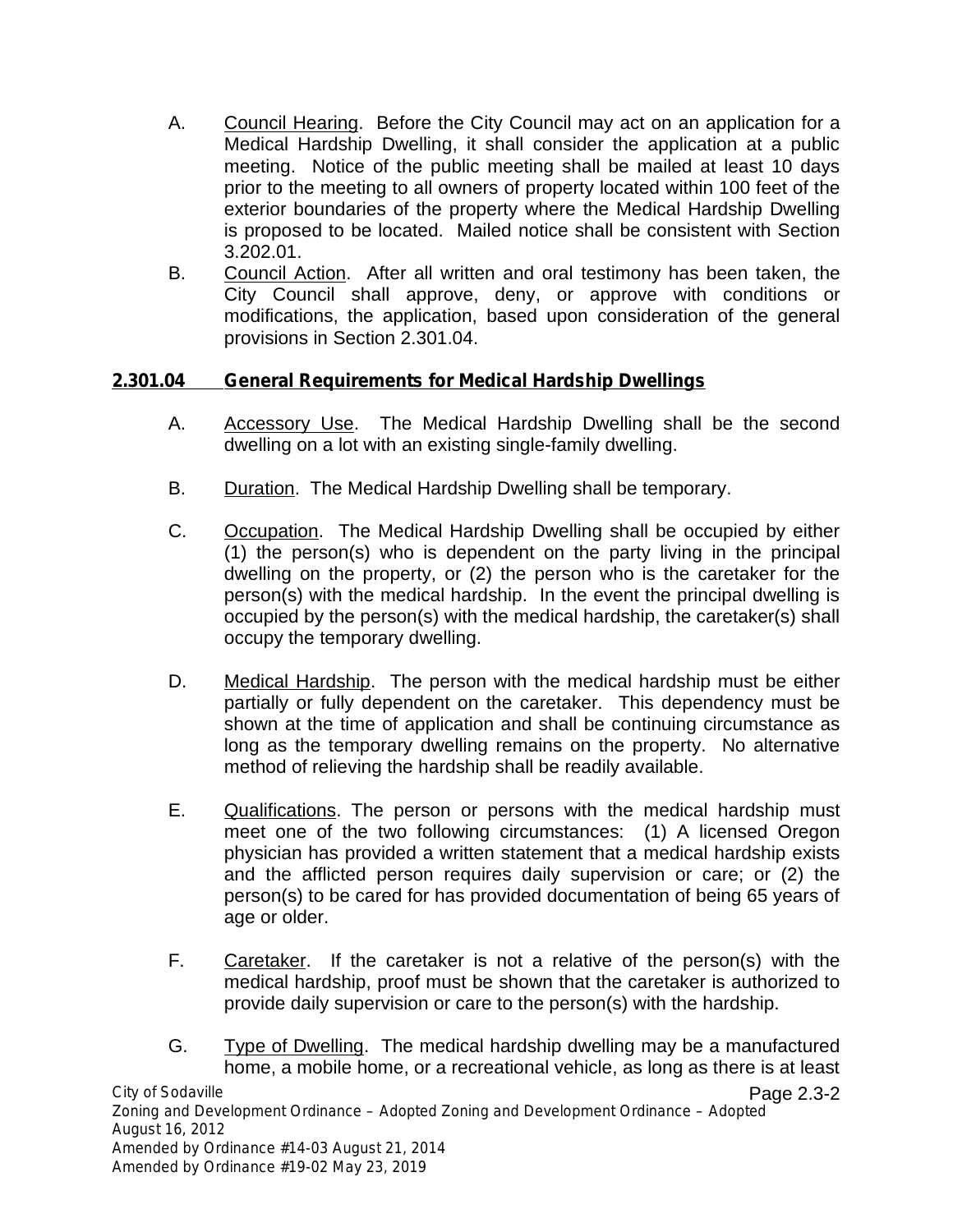A. Council Hearing. Before the City Council may act on an application for a Medical Hardship Dwelling, it shall consider the application at a public meeting. Notice of the public meeting shall be mailed at least 10 days prior to the meeting to all owners of property located within 100 feet of the exterior boundaries of the property where the Medical Hardship Dwelling is proposed to be located. Mailed notice shall be consistent with Section 3.202.01.

B. Council Action. After all written and oral testimony has been taken, the City Council shall approve, deny, or approve with conditions or modifications, the application, based upon consideration of the general provisions in Section 2.301.04.

### 2.301.04 General Requirements for Medical Hardship Dwellings

A. Accessory Use. The Medical Hardship Dwelling shall be the second dwelling on a lot with an existing single-family dwelling.

B. Duration. The Medical Hardship Dwelling shall be temporary.

C. Occupation. The Medical Hardship Dwelling shall be occupied by either (1) the person(s) who is dependent on the party living in the principal dwelling on the property, or (2) the person who is the caretaker for the person(s) with the medical hardship. In the event the principal dwelling is occupied by the person(s) with the medical hardship, the caretaker(s) shall occupy the temporary dwelling.

D. Medical Hardship. The person with the medical hardship must be either partially or fully dependent on the caretaker. This dependency must be shown at the time of application and shall be continuing circumstance as long as the temporary dwelling remains on the property. No alternative method of relieving the hardship shall be readily available.

E. Qualifications. The person or persons with the medical hardship must meet one of the two following circumstances: (1) A licensed Oregon physician has provided a written statement that a medical hardship exists and the afflicted person requires daily supervision or care; or (2) the person(s) to be cared for has provided documentation of being 65 years of age or older.

F. Caretaker. If the caretaker is not a relative of the person(s) with the medical hardship, proof must be shown that the caretaker is authorized to provide daily supervision or care to the person(s) with the hardship.

G. Type of Dwelling. The medical hardship dwelling may be a manufactured home, a mobile home, or a recreational vehicle, as long as there is at least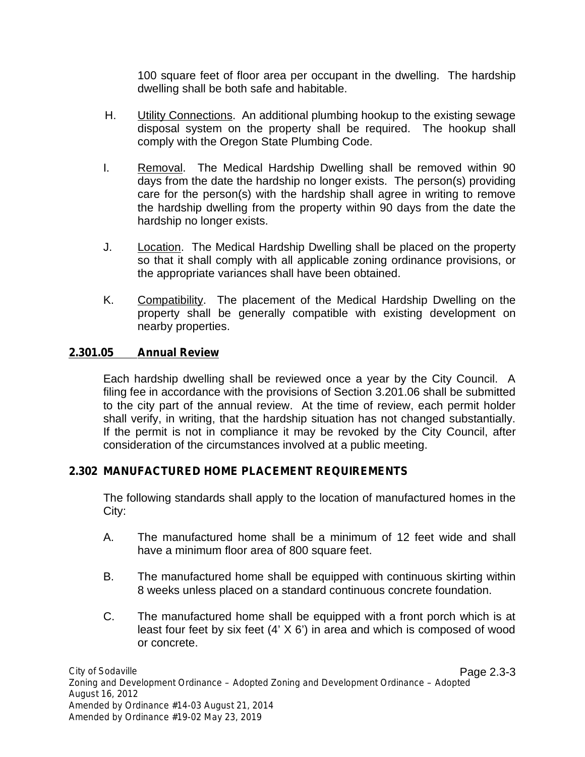100 square feet of floor area per occupant in the dwelling. The hardship dwelling shall be both safe and habitable.

H. Utility Connections. An additional plumbing hookup to the existing sewage disposal system on the property shall be required. The hookup shall comply with the Oregon State Plumbing Code.

I. Removal. The Medical Hardship Dwelling shall be removed within 90 days from the date the hardship no longer exists. The person(s) providing care for the person(s) with the hardship shall agree in writing to remove the hardship dwelling from the property within 90 days from the date the hardship no longer exists.

J. Location. The Medical Hardship Dwelling shall be placed on the property so that it shall comply with all applicable zoning ordinance provisions, or the appropriate variances shall have been obtained.

K. Compatibility. The placement of the Medical Hardship Dwelling on the property shall be generally compatible with existing development on nearby properties.

### 2.301.05 Annual Review

Each hardship dwelling shall be reviewed once a year by the City Council. A filing fee in accordance with the provisions of Section 3.201.06 shall be submitted to the city part of the annual review. At the time of review, each permit holder shall verify, in writing, that the hardship situation has not changed substantially. If the permit is not in compliance it may be revoked by the City Council, after consideration of the circumstances involved at a public meeting.

## 2.302 MANUFACTURED HOME PLACEMENT REQUIREMENTS

The following standards shall apply to the location of manufactured homes in the City:

A. The manufactured home shall be a minimum of 12 feet wide and shall have a minimum floor area of 800 square feet.

B. The manufactured home shall be equipped with continuous skirting within 8 weeks unless placed on a standard continuous concrete foundation.

C. The manufactured home shall be equipped with a front porch which is at least four feet by six feet (4' X 6') in area and which is composed of wood or concrete.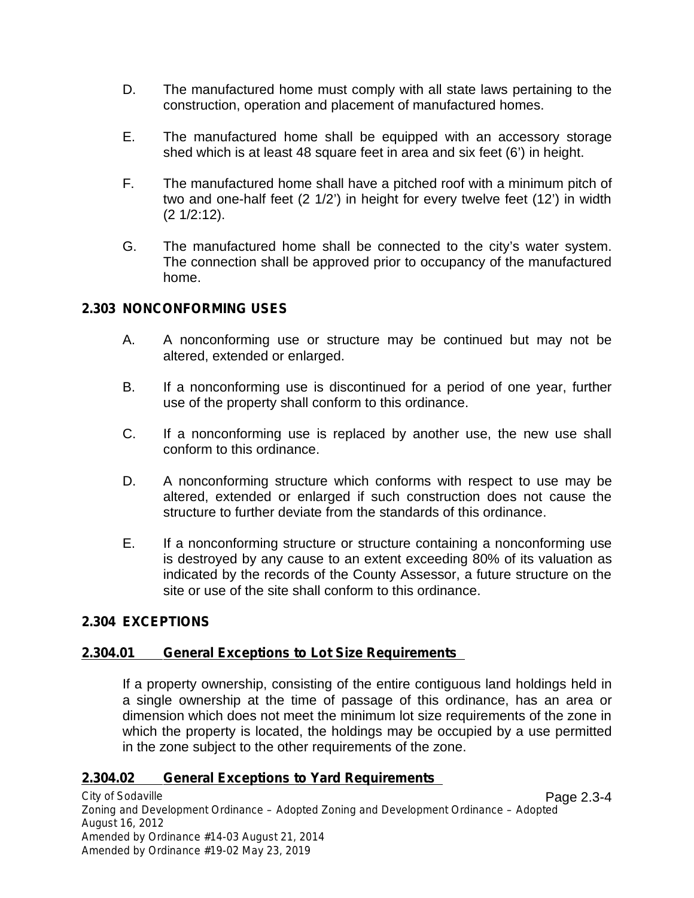D. The manufactured home must comply with all state laws pertaining to the construction, operation and placement of manufactured homes.

E. The manufactured home shall be equipped with an accessory storage shed which is at least 48 square feet in area and six feet (6') in height.

F. The manufactured home shall have a pitched roof with a minimum pitch of two and one-half feet (2 1/2') in height for every twelve feet (12') in width (2 1/2:12).

G. The manufactured home shall be connected to the city's water system. The connection shall be approved prior to occupancy of the manufactured home.

## 2.303 NONCONFORMING USES

A. A nonconforming use or structure may be continued but may not be altered, extended or enlarged.

B. If a nonconforming use is discontinued for a period of one year, further use of the property shall conform to this ordinance.

C. If a nonconforming use is replaced by another use, the new use shall conform to this ordinance.

D. A nonconforming structure which conforms with respect to use may be altered, extended or enlarged if such construction does not cause the structure to further deviate from the standards of this ordinance.

E. If a nonconforming structure or structure containing a nonconforming use is destroyed by any cause to an extent exceeding 80% of its valuation as indicated by the records of the County Assessor, a future structure on the site or use of the site shall conform to this ordinance.

## 2.304 EXCEPTIONS

### 2.304.01 General Exceptions to Lot Size Requirements

If a property ownership, consisting of the entire contiguous land holdings held in a single ownership at the time of passage of this ordinance, has an area or dimension which does not meet the minimum lot size requirements of the zone in which the property is located, the holdings may be occupied by a use permitted in the zone subject to the other requirements of the zone.

### 2.304.02 General Exceptions to Yard Requirements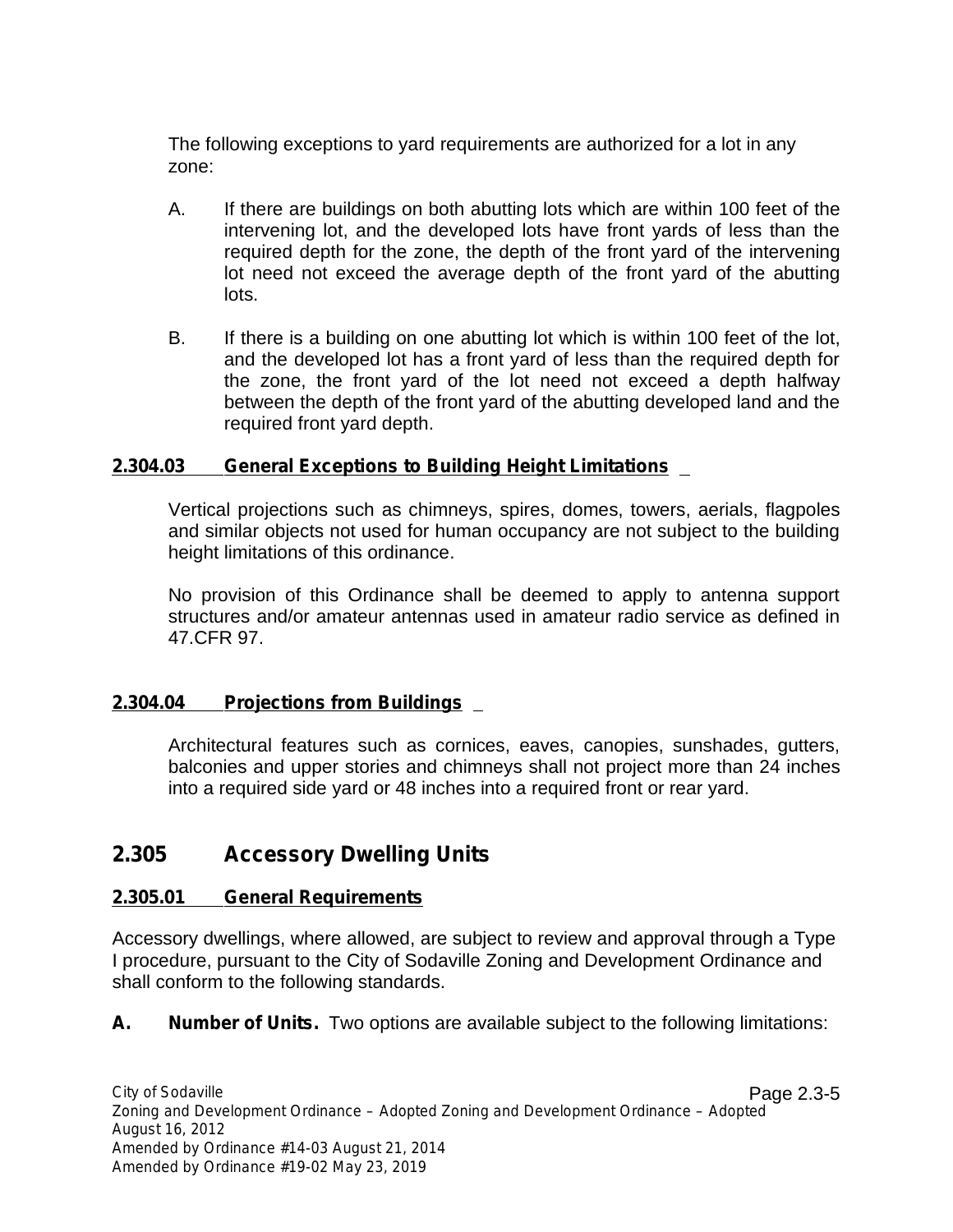The following exceptions to yard requirements are authorized for a lot in any zone:

A. If there are buildings on both abutting lots which are within 100 feet of the intervening lot, and the developed lots have front yards of less than the required depth for the zone, the depth of the front yard of the intervening lot need not exceed the average depth of the front yard of the abutting lots.

B. If there is a building on one abutting lot which is within 100 feet of the lot, and the developed lot has a front yard of less than the required depth for the zone, the front yard of the lot need not exceed a depth halfway between the depth of the front yard of the abutting developed land and the required front yard depth.

### 2.304.03 General Exceptions to Building Height Limitations

Vertical projections such as chimneys, spires, domes, towers, aerials, flagpoles and similar objects not used for human occupancy are not subject to the building height limitations of this ordinance.

No provision of this Ordinance shall be deemed to apply to antenna support structures and/or amateur antennas used in amateur radio service as defined in 47.CFR 97.

### 2.304.04 Projections from Buildings

Architectural features such as cornices, eaves, canopies, sunshades, gutters, balconies and upper stories and chimneys shall not project more than 24 inches into a required side yard or 48 inches into a required front or rear yard.

## 2.305 Accessory Dwelling Units

### 2.305.01 General Requirements

Accessory dwellings, where allowed, are subject to review and approval through a Type I procedure, pursuant to the City of Sodaville Zoning and Development Ordinance and shall conform to the following standards.

**A. Number of Units.** Two options are available subject to the following limitations: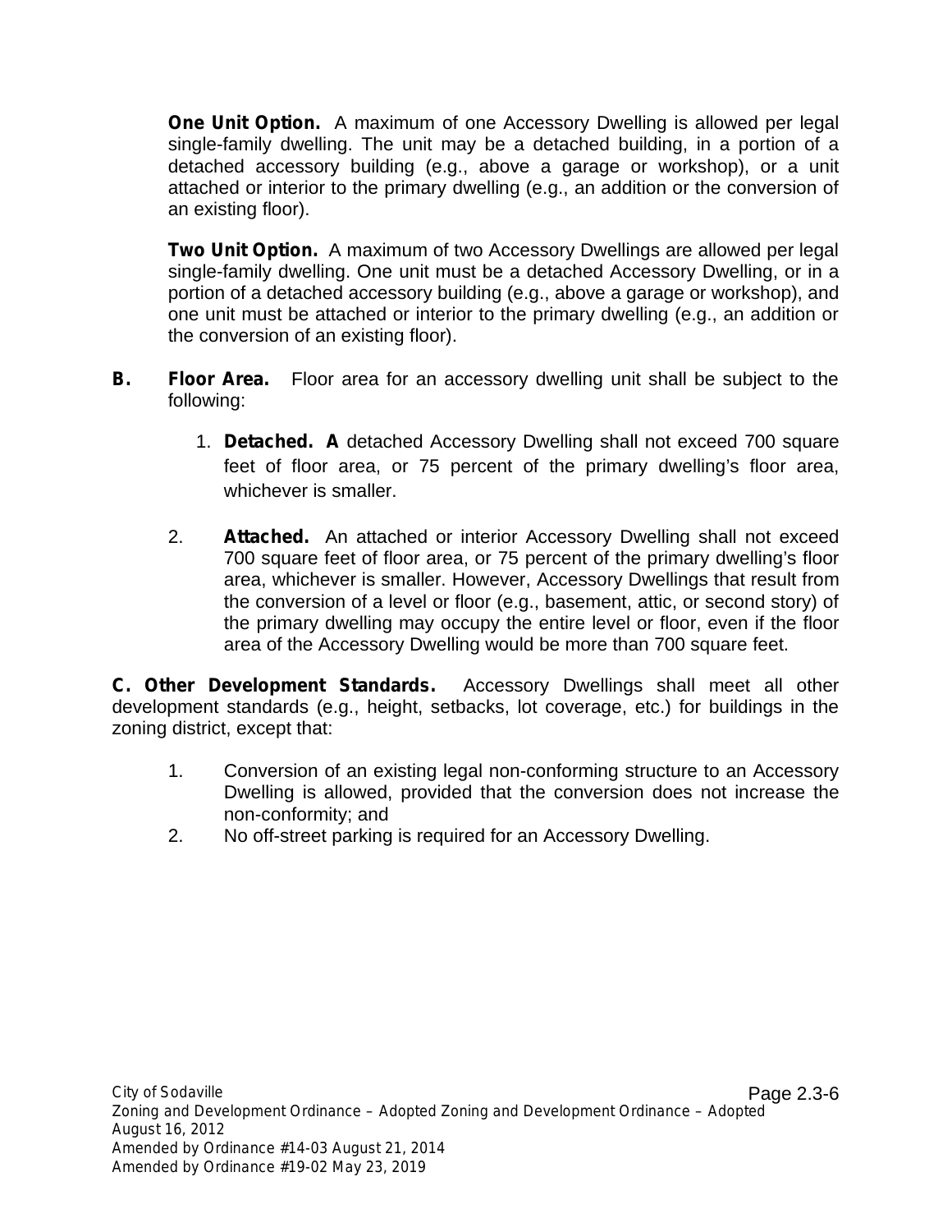**One Unit Option.** A maximum of one Accessory Dwelling is allowed per legal single-family dwelling. The unit may be a detached building, in a portion of a detached accessory building (e.g., above a garage or workshop), or a unit attached or interior to the primary dwelling (e.g., an addition or the conversion of an existing floor).

**Two Unit Option.** A maximum of two Accessory Dwellings are allowed per legal single-family dwelling. One unit must be a detached Accessory Dwelling, or in a portion of a detached accessory building (e.g., above a garage or workshop), and one unit must be attached or interior to the primary dwelling (e.g., an addition or the conversion of an existing floor).

**B. Floor Area.** Floor area for an accessory dwelling unit shall be subject to the following:

1. **Detached. A** detached Accessory Dwelling shall not exceed 700 square feet of floor area, or 75 percent of the primary dwelling's floor area, whichever is smaller.

2. **Attached.** An attached or interior Accessory Dwelling shall not exceed 700 square feet of floor area, or 75 percent of the primary dwelling's floor area, whichever is smaller. However, Accessory Dwellings that result from the conversion of a level or floor (e.g., basement, attic, or second story) of the primary dwelling may occupy the entire level or floor, even if the floor area of the Accessory Dwelling would be more than 700 square feet.

**C. Other Development Standards.** Accessory Dwellings shall meet all other development standards (e.g., height, setbacks, lot coverage, etc.) for buildings in the zoning district, except that:

1. Conversion of an existing legal non-conforming structure to an Accessory Dwelling is allowed, provided that the conversion does not increase the non-conformity; and
2. No off-street parking is required for an Accessory Dwelling.